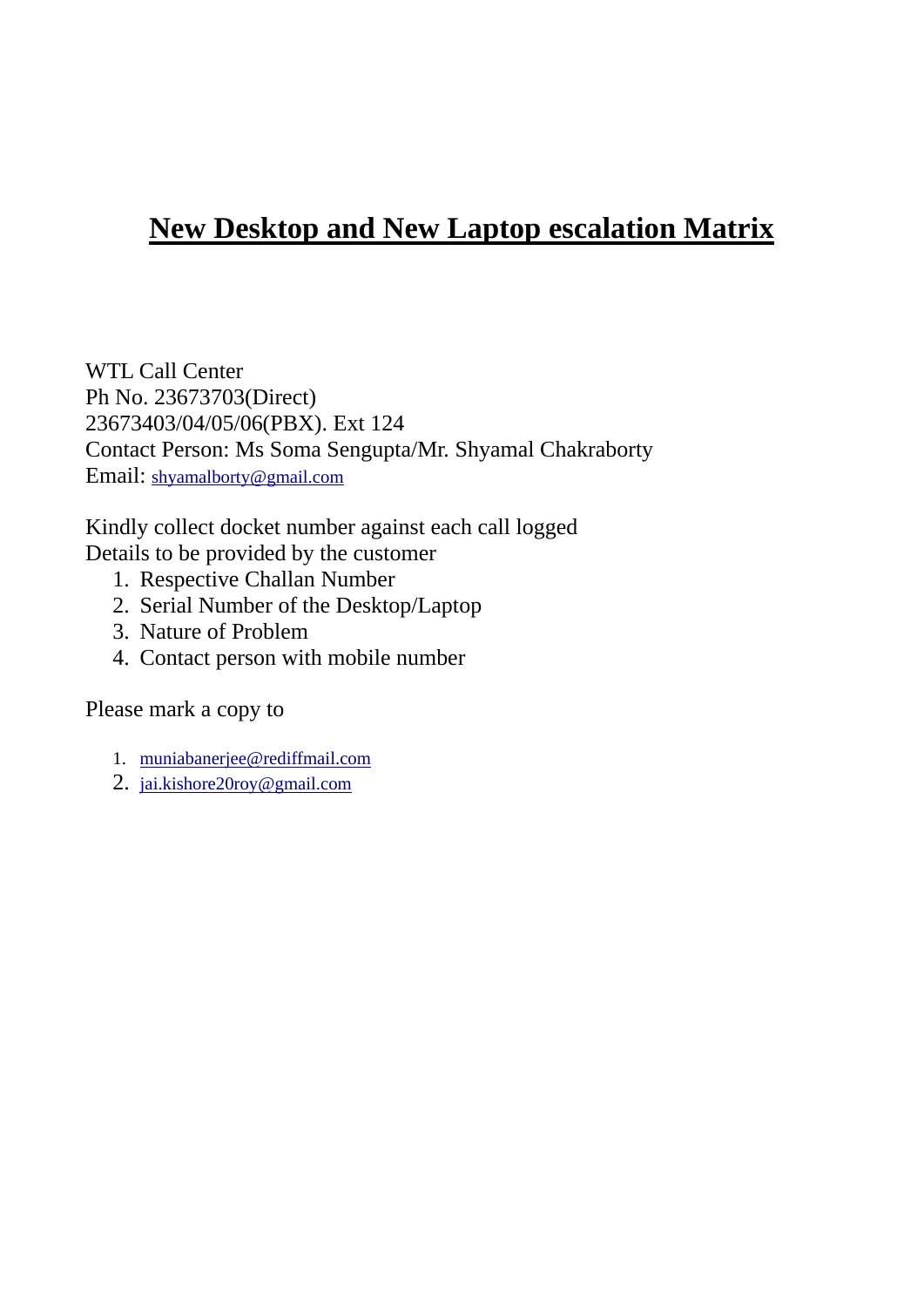# New Desktop and New Laptop escalation Matrix

WTL Call Center
Ph No. 23673703(Direct)
23673403/04/05/06(PBX). Ext 124
Contact Person: Ms Soma Sengupta/Mr. Shyamal Chakraborty
Email: shyamalborty@gmail.com

Kindly collect docket number against each call logged
Details to be provided by the customer

1. Respective Challan Number
2. Serial Number of the Desktop/Laptop
3. Nature of Problem
4. Contact person with mobile number

Please mark a copy to

1. muniabanerjee@rediffmail.com
2. jai.kishore20roy@gmail.com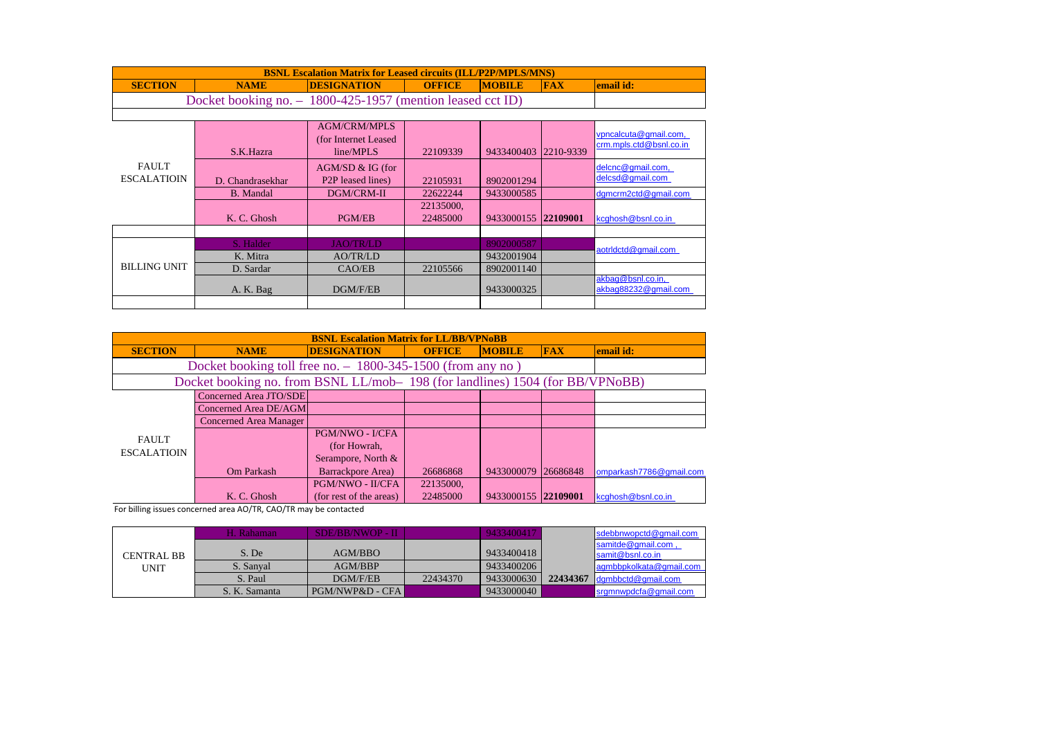| BSNL Escalation Matrix for Leased circuits (ILL/P2P/MPLS/MNS) | | | | | | |
|---|---|---|---|---|---|---|
| **SECTION** | **NAME** | **DESIGNATION** | **OFFICE** | **MOBILE** | **FAX** | **email id:** |
| Docket booking no. – 1800-425-1957 (mention leased cct ID) | | | | | | |
| | | | | | | |
| FAULT ESCALATIOIN | S.K.Hazra | AGM/CRM/MPLS (for Internet Leased line/MPLS | 22109339 | 9433400403 | 2210-9339 | vpncalcuta@gmail.com, crm.mpls.ctd@bsnl.co.in |
| | D. Chandrasekhar | AGM/SD & IG (for P2P leased lines) | 22105931 | 8902001294 | | delcnc@gmail.com, delcsd@gmail.com |
| | B. Mandal | DGM/CRM-II | 22622244 | 9433000585 | | dgmcrm2ctd@gmail.com |
| | K. C. Ghosh | PGM/EB | 22135000, 22485000 | 9433000155 | **22109001** | kcghosh@bsnl.co.in |
| | | | | | | |
| BILLING UNIT | S. Halder | JAO/TR/LD | | 8902000587 | | aotrldctd@gmail.com |
| | K. Mitra | AO/TR/LD | | 9432001904 | | |
| | D. Sardar | CAO/EB | 22105566 | 8902001140 | | |
| | A. K. Bag | DGM/F/EB | | 9433000325 | | akbag@bsnl.co.in, akbag88232@gmail.com |

| BSNL Escalation Matrix for LL/BB/VPNoBB | | | | | | |
|---|---|---|---|---|---|---|
| **SECTION** | **NAME** | **DESIGNATION** | **OFFICE** | **MOBILE** | **FAX** | **email id:** |
| Docket booking toll free no. – 1800-345-1500 (from any no ) | | | | | | |
| Docket booking no. from BSNL LL/mob– 198 (for landlines) 1504 (for BB/VPNoBB) | | | | | | |
| FAULT ESCALATIOIN | Concerned Area JTO/SDE | | | | | |
| | Concerned Area DE/AGM | | | | | |
| | Concerned Area Manager | | | | | |
| | Om Parkash | PGM/NWO - I/CFA (for Howrah, Serampore, North & Barrackpore Area) | 26686868 | 9433000079 | 26686848 | omparkash7786@gmail.com |
| | K. C. Ghosh | PGM/NWO - II/CFA (for rest of the areas) | 22135000, 22485000 | 9433000155 | **22109001** | kcghosh@bsnl.co.in |

For billing issues concerned area AO/TR, CAO/TR may be contacted

| SECTION | NAME | DESIGNATION | OFFICE | MOBILE | FAX | email id |
|---|---|---|---|---|---|---|
| CENTRAL BB UNIT | H. Rahaman | SDE/BB/NWOP - II | | 9433400417 | | sdebbnwopctd@gmail.com |
| | S. De | AGM/BBO | | 9433400418 | | samitde@gmail.com , samit@bsnl.co.in |
| | S. Sanyal | AGM/BBP | | 9433400206 | | agmbbpkolkata@gmail.com |
| | S. Paul | DGM/F/EB | 22434370 | 9433000630 | **22434367** | dgmbbctd@gmail.com |
| | S. K. Samanta | PGM/NWP&D - CFA | | 9433000040 | | srgmnwpdcfa@gmail.com |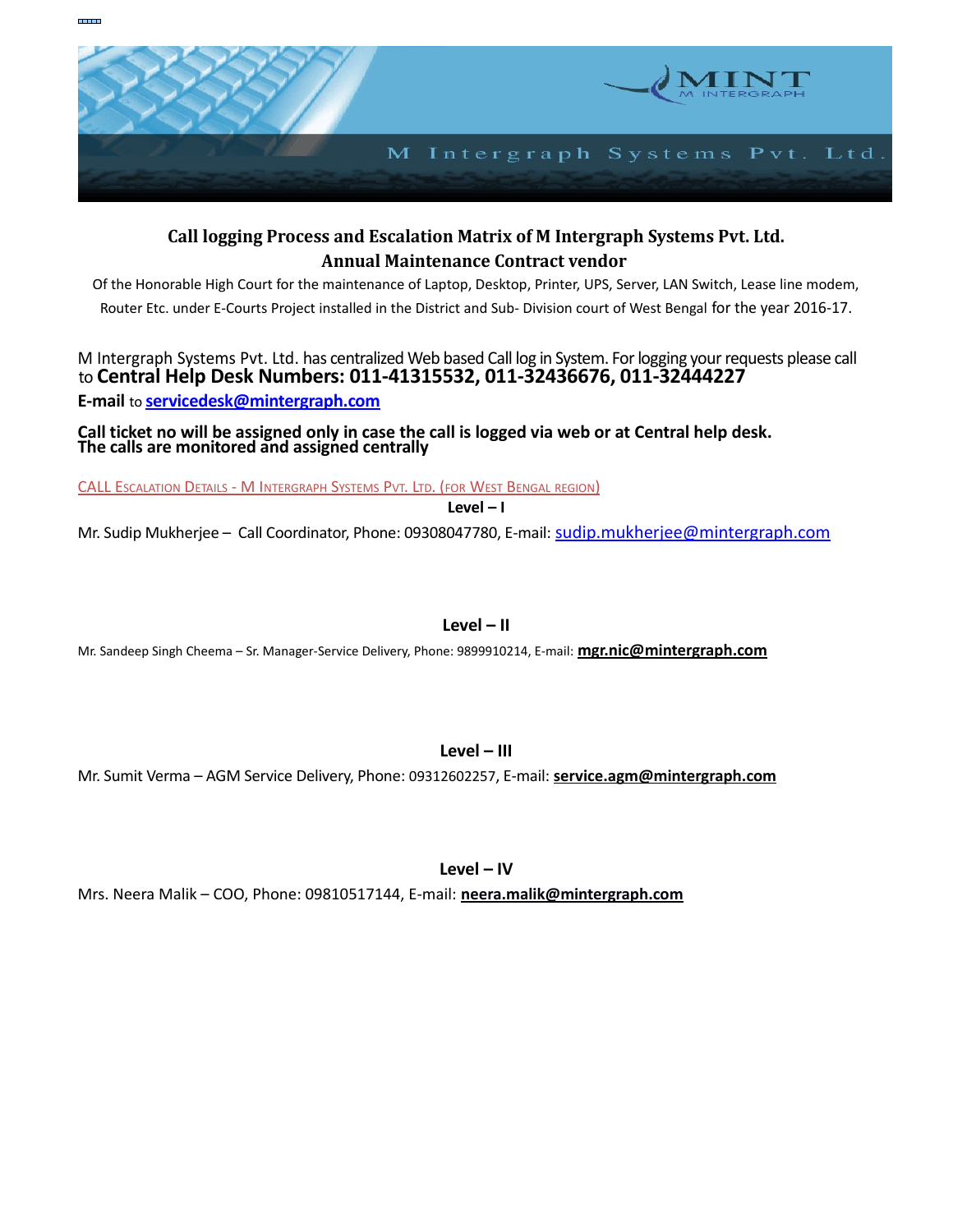M Intergraph Systems Pvt. Ltd.

## Call logging Process and Escalation Matrix of M Intergraph Systems Pvt. Ltd.
## Annual Maintenance Contract vendor

Of the Honorable High Court for the maintenance of Laptop, Desktop, Printer, UPS, Server, LAN Switch, Lease line modem, Router Etc. under E-Courts Project installed in the District and Sub- Division court of West Bengal for the year 2016-17.

M Intergraph Systems Pvt. Ltd. has centralized Web based Call log in System. For logging your requests please call to **Central Help Desk Numbers: 011-41315532, 011-32436676, 011-32444227**

**E-mail** to **servicedesk@mintergraph.com**

**Call ticket no will be assigned only in case the call is logged via web or at Central help desk. The calls are monitored and assigned centrally**

CALL ESCALATION DETAILS - M INTERGRAPH SYSTEMS PVT. LTD. (FOR WEST BENGAL REGION)

**Level – I**

Mr. Sudip Mukherjee – Call Coordinator, Phone: 09308047780, E-mail: sudip.mukherjee@mintergraph.com

**Level – II**

Mr. Sandeep Singh Cheema – Sr. Manager-Service Delivery, Phone: 9899910214, E-mail: **mgr.nic@mintergraph.com**

**Level – III**

Mr. Sumit Verma – AGM Service Delivery, Phone: 09312602257, E-mail: **service.agm@mintergraph.com**

**Level – IV**

Mrs. Neera Malik – COO, Phone: 09810517144, E-mail: **neera.malik@mintergraph.com**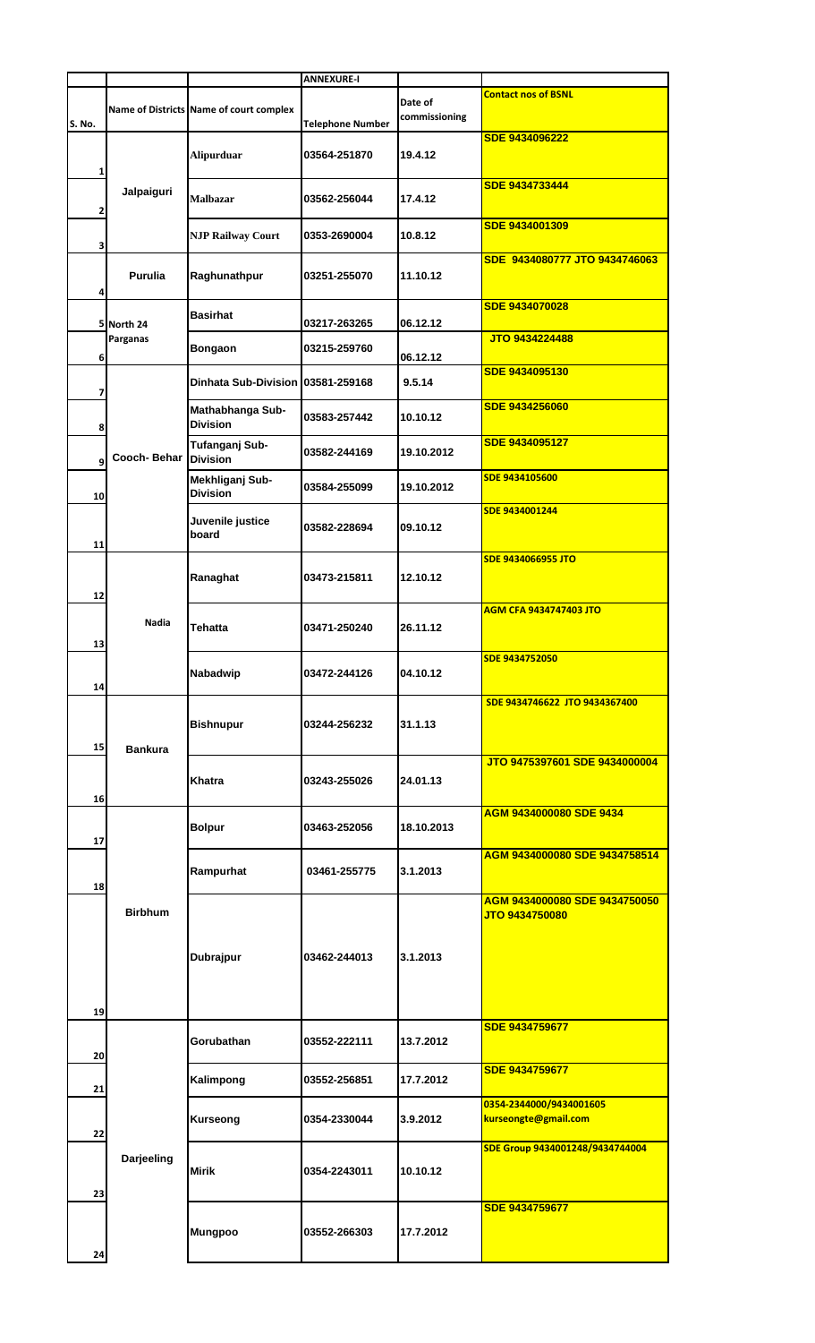|  |  |  | ANNEXURE-I |  |  |
|---|---|---|---|---|---|
| S. No. | Name of Districts | Name of court complex | Telephone Number | Date of commissioning | Contact nos of BSNL |
| 1 | Jalpaiguri | Alipurduar | 03564-251870 | 19.4.12 | SDE 9434096222 |
| 2 |  | Malbazar | 03562-256044 | 17.4.12 | SDE 9434733444 |
| 3 |  | NJP Railway Court | 0353-2690004 | 10.8.12 | SDE 9434001309 |
| 4 | Purulia | Raghunathpur | 03251-255070 | 11.10.12 | SDE 9434080777 JTO 9434746063 |
| 5 | North 24 Parganas | Basirhat | 03217-263265 | 06.12.12 | SDE 9434070028 |
| 6 |  | Bongaon | 03215-259760 | 06.12.12 | JTO 9434224488 |
| 7 | Cooch- Behar | Dinhata Sub-Division | 03581-259168 | 9.5.14 | SDE 9434095130 |
| 8 |  | Mathabhanga Sub-Division | 03583-257442 | 10.10.12 | SDE 9434256060 |
| 9 |  | Tufanganj Sub-Division | 03582-244169 | 19.10.2012 | SDE 9434095127 |
| 10 |  | Mekhliganj Sub-Division | 03584-255099 | 19.10.2012 | SDE 9434105600 |
| 11 |  | Juvenile justice board | 03582-228694 | 09.10.12 | SDE 9434001244 |
| 12 | Nadia | Ranaghat | 03473-215811 | 12.10.12 | SDE 9434066955 JTO |
| 13 |  | Tehatta | 03471-250240 | 26.11.12 | AGM CFA 9434747403 JTO |
| 14 |  | Nabadwip | 03472-244126 | 04.10.12 | SDE 9434752050 |
| 15 | Bankura | Bishnupur | 03244-256232 | 31.1.13 | SDE 9434746622 JTO 9434367400 |
| 16 |  | Khatra | 03243-255026 | 24.01.13 | JTO 9475397601 SDE 9434000004 |
| 17 | Birbhum | Bolpur | 03463-252056 | 18.10.2013 | AGM 9434000080 SDE 9434 |
| 18 |  | Rampurhat | 03461-255775 | 3.1.2013 | AGM 9434000080 SDE 9434758514 |
| 19 |  | Dubrajpur | 03462-244013 | 3.1.2013 | AGM 9434000080 SDE 9434750050 JTO 9434750080 |
| 20 | Darjeeling | Gorubathan | 03552-222111 | 13.7.2012 | SDE 9434759677 |
| 21 |  | Kalimpong | 03552-256851 | 17.7.2012 | SDE 9434759677 |
| 22 |  | Kurseong | 0354-2330044 | 3.9.2012 | 0354-2344000/9434001605 kurseongte@gmail.com |
| 23 |  | Mirik | 0354-2243011 | 10.10.12 | SDE Group 9434001248/9434744004 |
| 24 |  | Mungpoo | 03552-266303 | 17.7.2012 | SDE 9434759677 |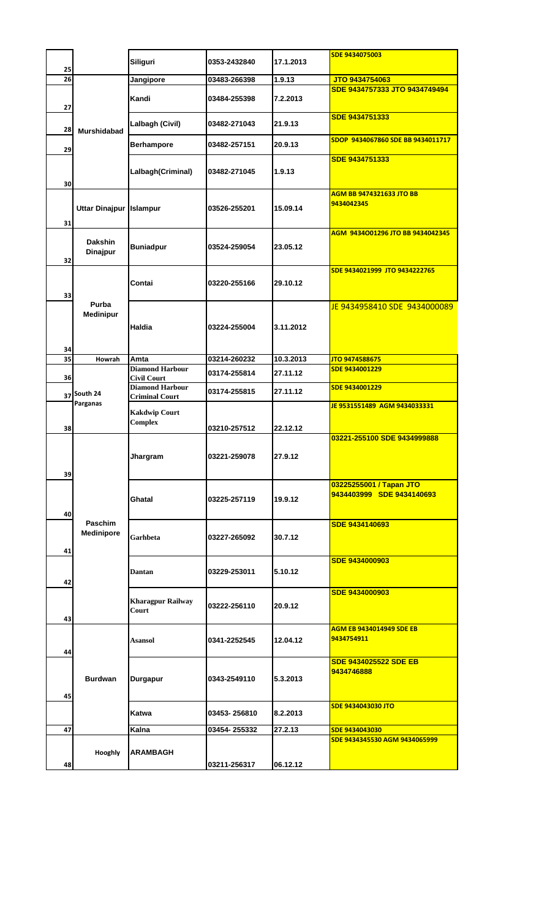| | | | | | |
|---|---|---|---|---|---|
| 25 | | Siliguri | 0353-2432840 | 17.1.2013 | SDE 9434075003 |
| 26 | Murshidabad | Jangipore | 03483-266398 | 1.9.13 | JTO 9434754063 |
| 27 | | Kandi | 03484-255398 | 7.2.2013 | SDE 9434757333 JTO 9434749494 |
| 28 | | Lalbagh (Civil) | 03482-271043 | 21.9.13 | SDE 9434751333 |
| 29 | | Berhampore | 03482-257151 | 20.9.13 | SDOP 9434067860 SDE BB 9434011717 |
| 30 | | Lalbagh(Criminal) | 03482-271045 | 1.9.13 | SDE 9434751333 |
| 31 | Uttar Dinajpur | Islampur | 03526-255201 | 15.09.14 | AGM BB 9474321633 JTO BB 9434042345 |
| 32 | Dakshin Dinajpur | Buniadpur | 03524-259054 | 23.05.12 | AGM 9434O01296 JTO BB 9434042345 |
| 33 | Purba Medinipur | Contai | 03220-255166 | 29.10.12 | SDE 9434021999 JTO 9434222765 |
| 34 | | Haldia | 03224-255004 | 3.11.2012 | JE 9434958410 SDE 9434000089 |
| 35 | Howrah | Amta | 03214-260232 | 10.3.2013 | JTO 9474588675 |
| 36 | South 24 Parganas | Diamond Harbour Civil Court | 03174-255814 | 27.11.12 | SDE 9434001229 |
| 37 | | Diamond Harbour Criminal Court | 03174-255815 | 27.11.12 | SDE 9434001229 |
| 38 | | Kakdwip Court Complex | 03210-257512 | 22.12.12 | JE 9531551489 AGM 9434033331 |
| 39 | Paschim Medinipore | Jhargram | 03221-259078 | 27.9.12 | 03221-255100 SDE 9434999888 |
| 40 | | Ghatal | 03225-257119 | 19.9.12 | 03225255001 / Tapan JTO 9434403999 SDE 9434140693 |
| 41 | | Garhbeta | 03227-265092 | 30.7.12 | SDE 9434140693 |
| 42 | | Dantan | 03229-253011 | 5.10.12 | SDE 9434000903 |
| 43 | | Kharagpur Railway Court | 03222-256110 | 20.9.12 | SDE 9434000903 |
| 44 | Burdwan | Asansol | 0341-2252545 | 12.04.12 | AGM EB 9434014949 SDE EB 9434754911 |
| 45 | | Durgapur | 0343-2549110 | 5.3.2013 | SDE 9434025522 SDE EB 9434746888 |
| | | Katwa | 03453- 256810 | 8.2.2013 | SDE 9434043030 JTO |
| 47 | | Kalna | 03454- 255332 | 27.2.13 | SDE 9434043030 |
| 48 | Hooghly | ARAMBAGH | 03211-256317 | 06.12.12 | SDE 9434345530 AGM 9434065999 |